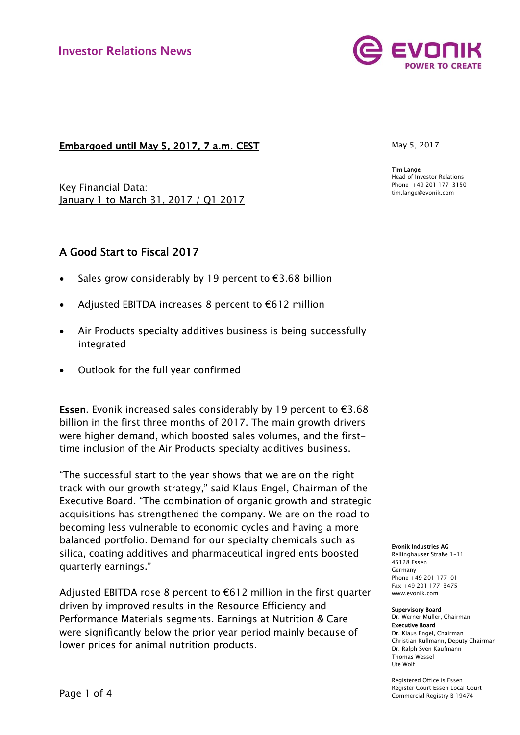Investor Relations News

**Embargoed until May 5, 2017, 7 a.m. CEST**

May 5, 2017

**Tim Lange**
Head of Investor Relations
Phone +49 201 177-3150
tim.lange@evonik.com

Key Financial Data:
January 1 to March 31, 2017 / Q1 2017

## A Good Start to Fiscal 2017

- Sales grow considerably by 19 percent to €3.68 billion
- Adjusted EBITDA increases 8 percent to €612 million
- Air Products specialty additives business is being successfully integrated
- Outlook for the full year confirmed

**Essen**. Evonik increased sales considerably by 19 percent to €3.68 billion in the first three months of 2017. The main growth drivers were higher demand, which boosted sales volumes, and the first-time inclusion of the Air Products specialty additives business.

"The successful start to the year shows that we are on the right track with our growth strategy," said Klaus Engel, Chairman of the Executive Board. "The combination of organic growth and strategic acquisitions has strengthened the company. We are on the road to becoming less vulnerable to economic cycles and having a more balanced portfolio. Demand for our specialty chemicals such as silica, coating additives and pharmaceutical ingredients boosted quarterly earnings."

Adjusted EBITDA rose 8 percent to €612 million in the first quarter driven by improved results in the Resource Efficiency and Performance Materials segments. Earnings at Nutrition & Care were significantly below the prior year period mainly because of lower prices for animal nutrition products.

**Evonik Industries AG**
Rellinghauser Straße 1-11
45128 Essen
Germany
Phone +49 201 177-01
Fax +49 201 177-3475
www.evonik.com

**Supervisory Board**
Dr. Werner Müller, Chairman
**Executive Board**
Dr. Klaus Engel, Chairman
Christian Kullmann, Deputy Chairman
Dr. Ralph Sven Kaufmann
Thomas Wessel
Ute Wolf

Registered Office is Essen
Register Court Essen Local Court
Commercial Registry B 19474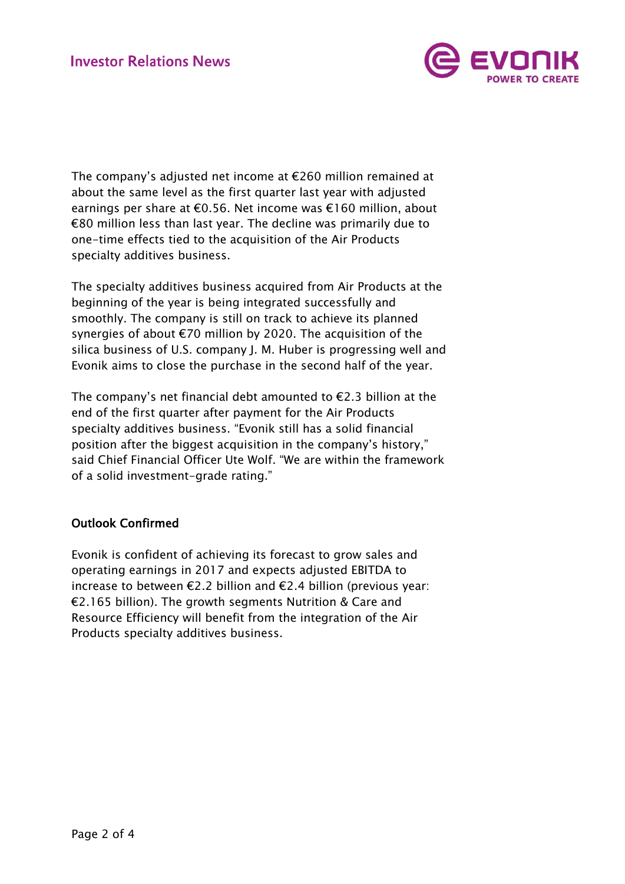The company's adjusted net income at €260 million remained at about the same level as the first quarter last year with adjusted earnings per share at €0.56. Net income was €160 million, about €80 million less than last year. The decline was primarily due to one-time effects tied to the acquisition of the Air Products specialty additives business.

The specialty additives business acquired from Air Products at the beginning of the year is being integrated successfully and smoothly. The company is still on track to achieve its planned synergies of about €70 million by 2020. The acquisition of the silica business of U.S. company J. M. Huber is progressing well and Evonik aims to close the purchase in the second half of the year.

The company's net financial debt amounted to €2.3 billion at the end of the first quarter after payment for the Air Products specialty additives business. "Evonik still has a solid financial position after the biggest acquisition in the company's history," said Chief Financial Officer Ute Wolf. "We are within the framework of a solid investment-grade rating."

## Outlook Confirmed

Evonik is confident of achieving its forecast to grow sales and operating earnings in 2017 and expects adjusted EBITDA to increase to between €2.2 billion and €2.4 billion (previous year: €2.165 billion). The growth segments Nutrition & Care and Resource Efficiency will benefit from the integration of the Air Products specialty additives business.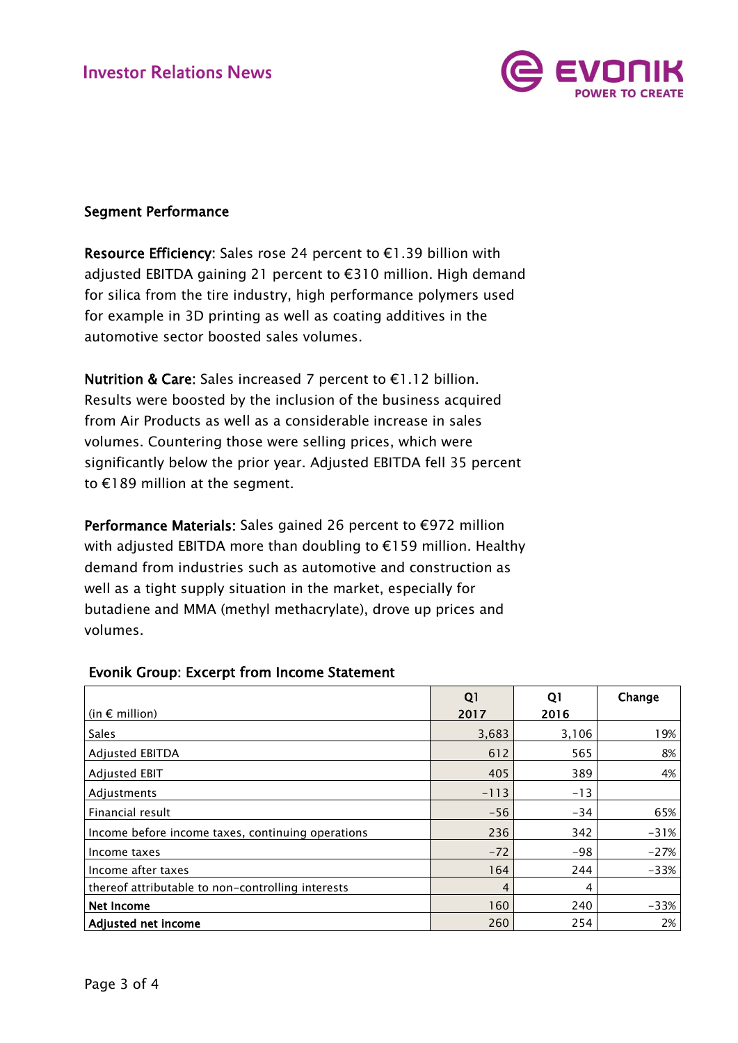## Segment Performance

**Resource Efficiency**: Sales rose 24 percent to €1.39 billion with adjusted EBITDA gaining 21 percent to €310 million. High demand for silica from the tire industry, high performance polymers used for example in 3D printing as well as coating additives in the automotive sector boosted sales volumes.

**Nutrition & Care**: Sales increased 7 percent to €1.12 billion. Results were boosted by the inclusion of the business acquired from Air Products as well as a considerable increase in sales volumes. Countering those were selling prices, which were significantly below the prior year. Adjusted EBITDA fell 35 percent to €189 million at the segment.

**Performance Materials**: Sales gained 26 percent to €972 million with adjusted EBITDA more than doubling to €159 million. Healthy demand from industries such as automotive and construction as well as a tight supply situation in the market, especially for butadiene and MMA (methyl methacrylate), drove up prices and volumes.

**Evonik Group: Excerpt from Income Statement**

| (in € million) | Q1 2017 | Q1 2016 | Change |
|---|---|---|---|
| Sales | 3,683 | 3,106 | 19% |
| Adjusted EBITDA | 612 | 565 | 8% |
| Adjusted EBIT | 405 | 389 | 4% |
| Adjustments | -113 | -13 | |
| Financial result | -56 | -34 | 65% |
| Income before income taxes, continuing operations | 236 | 342 | -31% |
| Income taxes | -72 | -98 | -27% |
| Income after taxes | 164 | 244 | -33% |
| thereof attributable to non-controlling interests | 4 | 4 | |
| **Net Income** | 160 | 240 | -33% |
| **Adjusted net income** | 260 | 254 | 2% |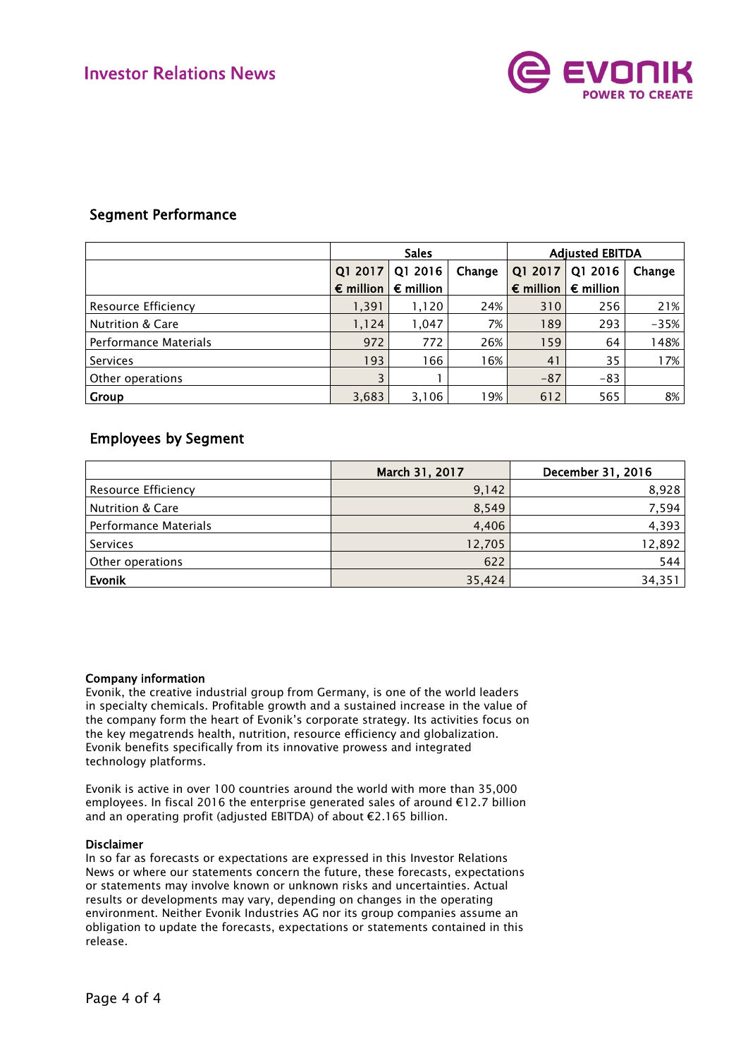## Segment Performance

| | Sales | | | Adjusted EBITDA | | |
|---|---|---|---|---|---|---|
| | Q1 2017 € million | Q1 2016 € million | Change | Q1 2017 € million | Q1 2016 € million | Change |
| Resource Efficiency | 1,391 | 1,120 | 24% | 310 | 256 | 21% |
| Nutrition & Care | 1,124 | 1,047 | 7% | 189 | 293 | -35% |
| Performance Materials | 972 | 772 | 26% | 159 | 64 | 148% |
| Services | 193 | 166 | 16% | 41 | 35 | 17% |
| Other operations | 3 | 1 | | -87 | -83 | |
| **Group** | 3,683 | 3,106 | 19% | 612 | 565 | 8% |

## Employees by Segment

| | March 31, 2017 | December 31, 2016 |
|---|---|---|
| Resource Efficiency | 9,142 | 8,928 |
| Nutrition & Care | 8,549 | 7,594 |
| Performance Materials | 4,406 | 4,393 |
| Services | 12,705 | 12,892 |
| Other operations | 622 | 544 |
| **Evonik** | 35,424 | 34,351 |

**Company information**
Evonik, the creative industrial group from Germany, is one of the world leaders in specialty chemicals. Profitable growth and a sustained increase in the value of the company form the heart of Evonik's corporate strategy. Its activities focus on the key megatrends health, nutrition, resource efficiency and globalization. Evonik benefits specifically from its innovative prowess and integrated technology platforms.

Evonik is active in over 100 countries around the world with more than 35,000 employees. In fiscal 2016 the enterprise generated sales of around €12.7 billion and an operating profit (adjusted EBITDA) of about €2.165 billion.

**Disclaimer**
In so far as forecasts or expectations are expressed in this Investor Relations News or where our statements concern the future, these forecasts, expectations or statements may involve known or unknown risks and uncertainties. Actual results or developments may vary, depending on changes in the operating environment. Neither Evonik Industries AG nor its group companies assume an obligation to update the forecasts, expectations or statements contained in this release.